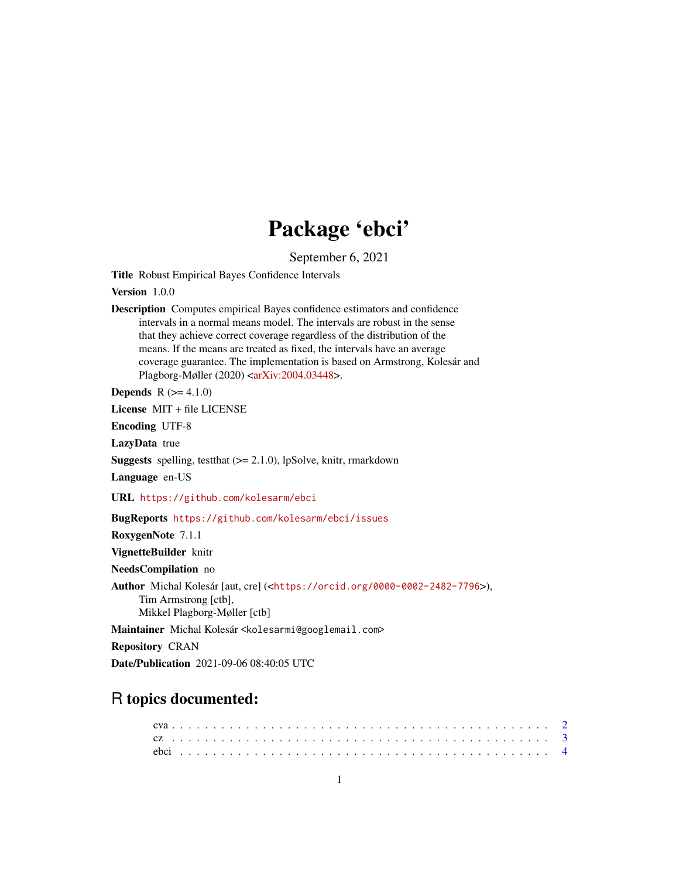# Package 'ebci'

September 6, 2021

**Title** Robust Empirical Bayes Confidence Intervals

**Version** 1.0.0

**Description** Computes empirical Bayes confidence estimators and confidence intervals in a normal means model. The intervals are robust in the sense that they achieve correct coverage regardless of the distribution of the means. If the means are treated as fixed, the intervals have an average coverage guarantee. The implementation is based on Armstrong, Kolesár and Plagborg-Møller (2020) <arXiv:2004.03448>.

**Depends** R (>= 4.1.0)

**License** MIT + file LICENSE

**Encoding** UTF-8

**LazyData** true

**Suggests** spelling, testthat (>= 2.1.0), lpSolve, knitr, rmarkdown

**Language** en-US

**URL** https://github.com/kolesarm/ebci

**BugReports** https://github.com/kolesarm/ebci/issues

**RoxygenNote** 7.1.1

**VignetteBuilder** knitr

**NeedsCompilation** no

**Author** Michal Kolesár [aut, cre] (<https://orcid.org/0000-0002-2482-7796>),
Tim Armstrong [ctb],
Mikkel Plagborg-Møller [ctb]

**Maintainer** Michal Kolesár <kolesarmi@googlemail.com>

**Repository** CRAN

**Date/Publication** 2021-09-06 08:40:05 UTC

## R topics documented:

- cva . . . . . . . . . . . . . . . . . . . . . . . . . . . . . . . . . . . . . . . . . . 2
- cz . . . . . . . . . . . . . . . . . . . . . . . . . . . . . . . . . . . . . . . . . . . 3
- ebci . . . . . . . . . . . . . . . . . . . . . . . . . . . . . . . . . . . . . . . . . . 4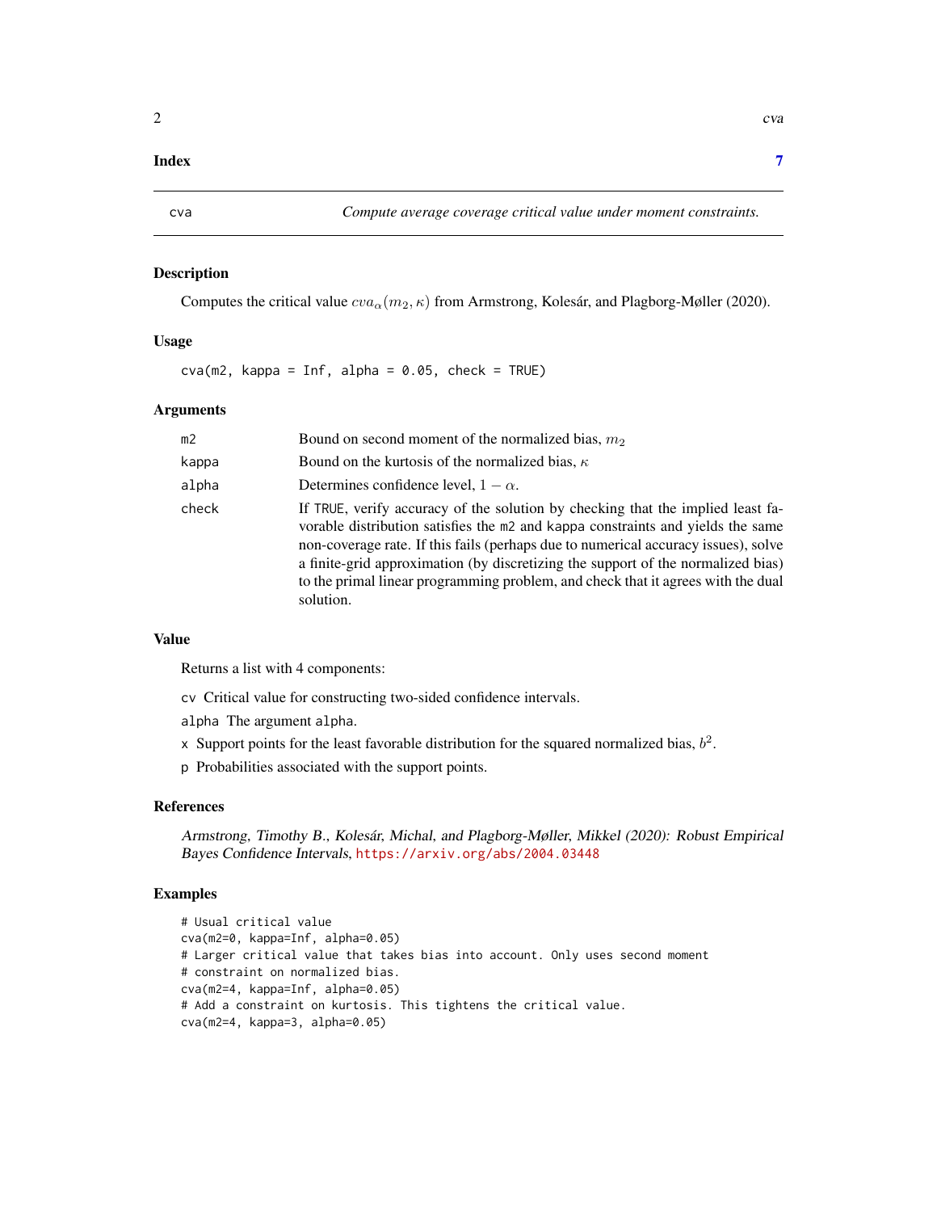**Index** 7

## cva — *Compute average coverage critical value under moment constraints.*

### Description

Computes the critical value $cva_{\alpha}(m_2, \kappa)$ from Armstrong, Kolesár, and Plagborg-Møller (2020).

### Usage

```
cva(m2, kappa = Inf, alpha = 0.05, check = TRUE)
```

### Arguments

| | |
|---|---|
| m2 | Bound on second moment of the normalized bias, $m_2$ |
| kappa | Bound on the kurtosis of the normalized bias, $\kappa$ |
| alpha | Determines confidence level, $1 - \alpha$. |
| check | If TRUE, verify accuracy of the solution by checking that the implied least favorable distribution satisfies the m2 and kappa constraints and yields the same non-coverage rate. If this fails (perhaps due to numerical accuracy issues), solve a finite-grid approximation (by discretizing the support of the normalized bias) to the primal linear programming problem, and check that it agrees with the dual solution. |

### Value

Returns a list with 4 components:

- `cv` Critical value for constructing two-sided confidence intervals.
- `alpha` The argument alpha.
- `x` Support points for the least favorable distribution for the squared normalized bias, $b^2$.
- `p` Probabilities associated with the support points.

### References

*Armstrong, Timothy B., Kolesár, Michal, and Plagborg-Møller, Mikkel (2020): Robust Empirical Bayes Confidence Intervals,* https://arxiv.org/abs/2004.03448

### Examples

```
# Usual critical value
cva(m2=0, kappa=Inf, alpha=0.05)
# Larger critical value that takes bias into account. Only uses second moment
# constraint on normalized bias.
cva(m2=4, kappa=Inf, alpha=0.05)
# Add a constraint on kurtosis. This tightens the critical value.
cva(m2=4, kappa=3, alpha=0.05)
```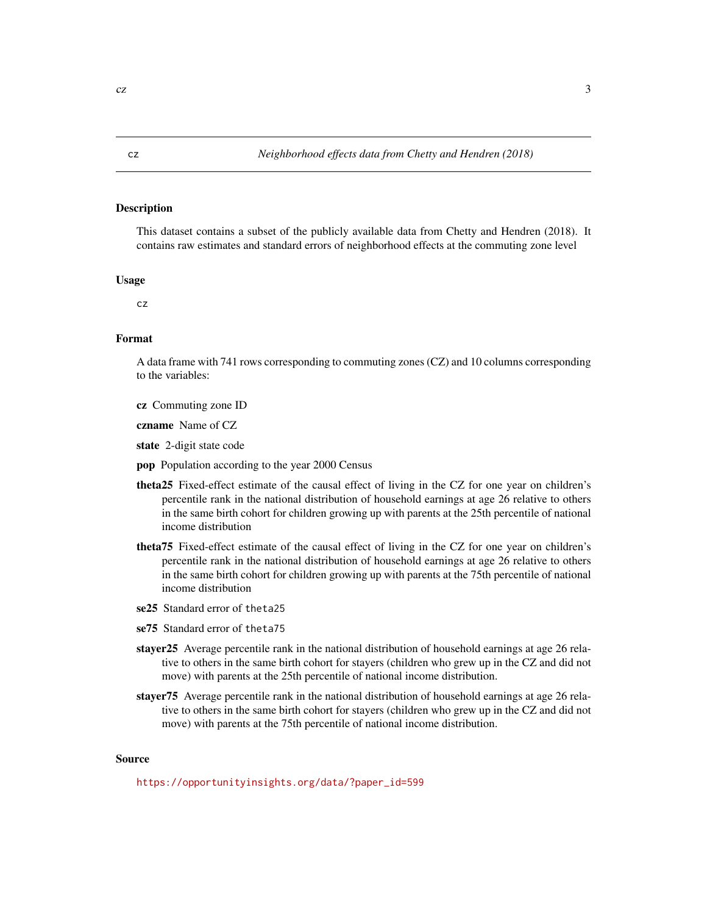cz *Neighborhood effects data from Chetty and Hendren (2018)*

### Description

This dataset contains a subset of the publicly available data from Chetty and Hendren (2018). It contains raw estimates and standard errors of neighborhood effects at the commuting zone level

### Usage

```
cz
```

### Format

A data frame with 741 rows corresponding to commuting zones (CZ) and 10 columns corresponding to the variables:

**cz** Commuting zone ID

**czname** Name of CZ

**state** 2-digit state code

**pop** Population according to the year 2000 Census

**theta25** Fixed-effect estimate of the causal effect of living in the CZ for one year on children's percentile rank in the national distribution of household earnings at age 26 relative to others in the same birth cohort for children growing up with parents at the 25th percentile of national income distribution

**theta75** Fixed-effect estimate of the causal effect of living in the CZ for one year on children's percentile rank in the national distribution of household earnings at age 26 relative to others in the same birth cohort for children growing up with parents at the 75th percentile of national income distribution

**se25** Standard error of `theta25`

**se75** Standard error of `theta75`

**stayer25** Average percentile rank in the national distribution of household earnings at age 26 relative to others in the same birth cohort for stayers (children who grew up in the CZ and did not move) with parents at the 25th percentile of national income distribution.

**stayer75** Average percentile rank in the national distribution of household earnings at age 26 relative to others in the same birth cohort for stayers (children who grew up in the CZ and did not move) with parents at the 75th percentile of national income distribution.

### Source

https://opportunityinsights.org/data/?paper_id=599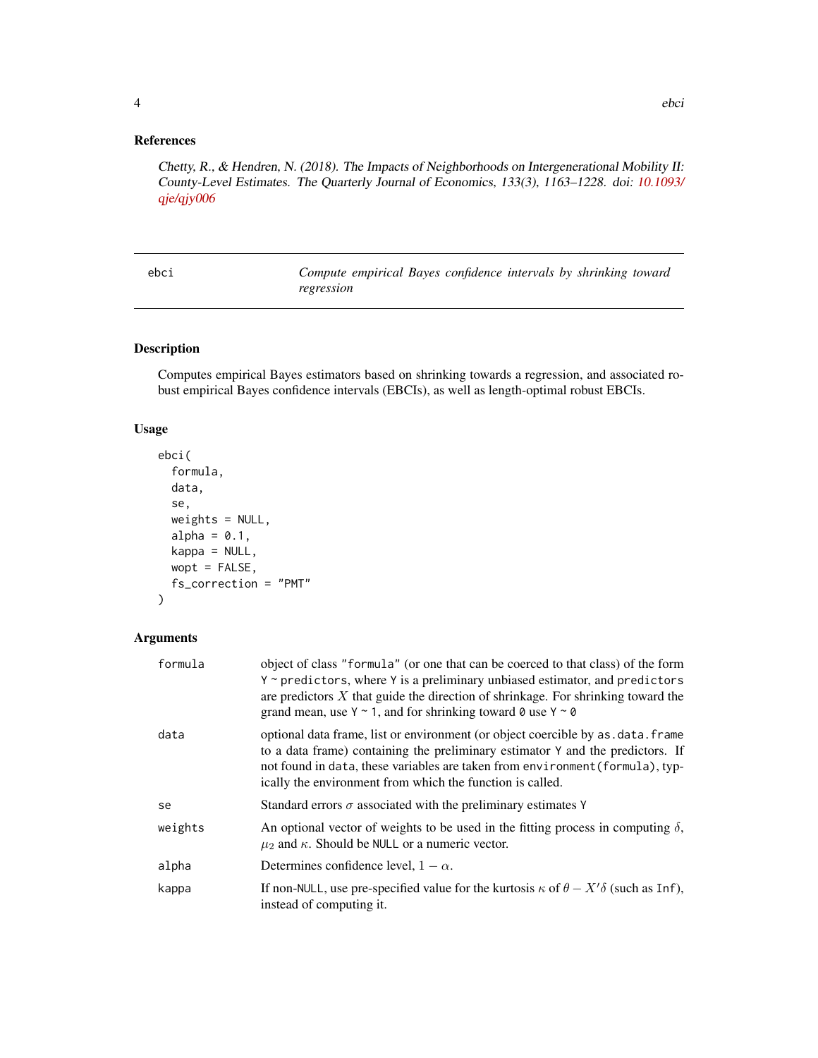## References

*Chetty, R., & Hendren, N. (2018). The Impacts of Neighborhoods on Intergenerational Mobility II: County-Level Estimates. The Quarterly Journal of Economics, 133(3), 1163–1228. doi: 10.1093/qje/qjy006*

---

## ebci — *Compute empirical Bayes confidence intervals by shrinking toward regression*

### Description

Computes empirical Bayes estimators based on shrinking towards a regression, and associated robust empirical Bayes confidence intervals (EBCIs), as well as length-optimal robust EBCIs.

### Usage

```
ebci(
  formula,
  data,
  se,
  weights = NULL,
  alpha = 0.1,
  kappa = NULL,
  wopt = FALSE,
  fs_correction = "PMT"
)
```

### Arguments

| Argument | Description |
|---|---|
| formula | object of class "formula" (or one that can be coerced to that class) of the form Y ~ predictors, where Y is a preliminary unbiased estimator, and predictors are predictors $X$ that guide the direction of shrinkage. For shrinking toward the grand mean, use Y ~ 1, and for shrinking toward 0 use Y ~ 0 |
| data | optional data frame, list or environment (or object coercible by as.data.frame to a data frame) containing the preliminary estimator Y and the predictors. If not found in data, these variables are taken from environment(formula), typically the environment from which the function is called. |
| se | Standard errors $\sigma$ associated with the preliminary estimates Y |
| weights | An optional vector of weights to be used in the fitting process in computing $\delta$, $\mu_2$ and $\kappa$. Should be NULL or a numeric vector. |
| alpha | Determines confidence level, $1 - \alpha$. |
| kappa | If non-NULL, use pre-specified value for the kurtosis $\kappa$ of $\theta - X'\delta$ (such as Inf), instead of computing it. |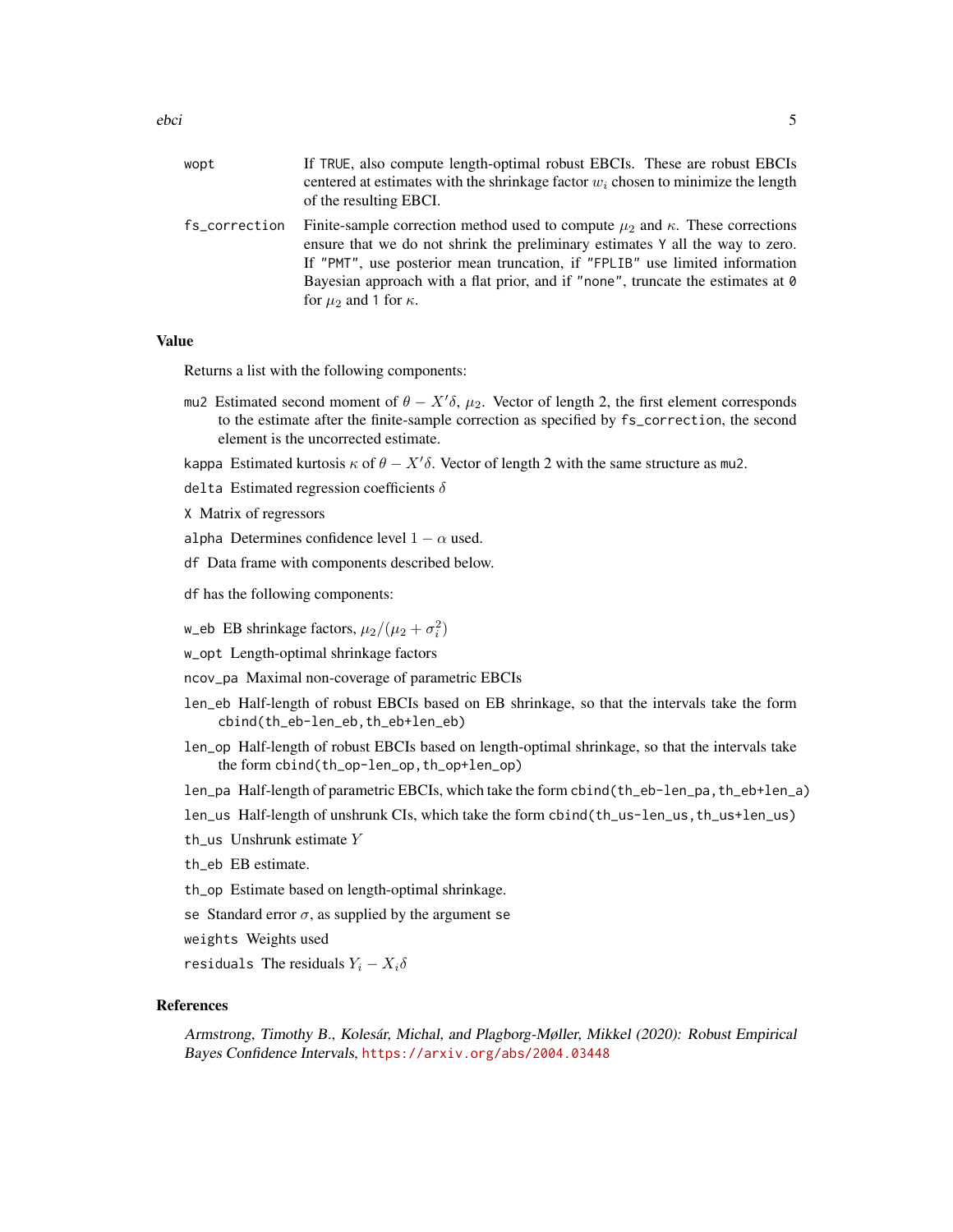wopt  If `TRUE`, also compute length-optimal robust EBCIs. These are robust EBCIs centered at estimates with the shrinkage factor $w_i$ chosen to minimize the length of the resulting EBCI.

fs_correction  Finite-sample correction method used to compute $\mu_2$ and $\kappa$. These corrections ensure that we do not shrink the preliminary estimates `Y` all the way to zero. If `"PMT"`, use posterior mean truncation, if `"FPLIB"` use limited information Bayesian approach with a flat prior, and if `"none"`, truncate the estimates at `0` for $\mu_2$ and `1` for $\kappa$.

## Value

Returns a list with the following components:

- `mu2` Estimated second moment of $\theta - X'\delta$, $\mu_2$. Vector of length 2, the first element corresponds to the estimate after the finite-sample correction as specified by `fs_correction`, the second element is the uncorrected estimate.
- `kappa` Estimated kurtosis $\kappa$ of $\theta - X'\delta$. Vector of length 2 with the same structure as `mu2`.
- `delta` Estimated regression coefficients $\delta$
- `X` Matrix of regressors
- `alpha` Determines confidence level $1 - \alpha$ used.
- `df` Data frame with components described below.

`df` has the following components:

- `w_eb` EB shrinkage factors, $\mu_2/(\mu_2 + \sigma_i^2)$
- `w_opt` Length-optimal shrinkage factors
- `ncov_pa` Maximal non-coverage of parametric EBCIs
- `len_eb` Half-length of robust EBCIs based on EB shrinkage, so that the intervals take the form `cbind(th_eb-len_eb,th_eb+len_eb)`
- `len_op` Half-length of robust EBCIs based on length-optimal shrinkage, so that the intervals take the form `cbind(th_op-len_op,th_op+len_op)`
- `len_pa` Half-length of parametric EBCIs, which take the form `cbind(th_eb-len_pa,th_eb+len_a)`
- `len_us` Half-length of unshrunk CIs, which take the form `cbind(th_us-len_us,th_us+len_us)`
- `th_us` Unshrunk estimate $Y$
- `th_eb` EB estimate.
- `th_op` Estimate based on length-optimal shrinkage.
- `se` Standard error $\sigma$, as supplied by the argument `se`
- `weights` Weights used
- `residuals` The residuals $Y_i - X_i\delta$

## References

*Armstrong, Timothy B., Kolesár, Michal, and Plagborg-Møller, Mikkel (2020): Robust Empirical Bayes Confidence Intervals,* https://arxiv.org/abs/2004.03448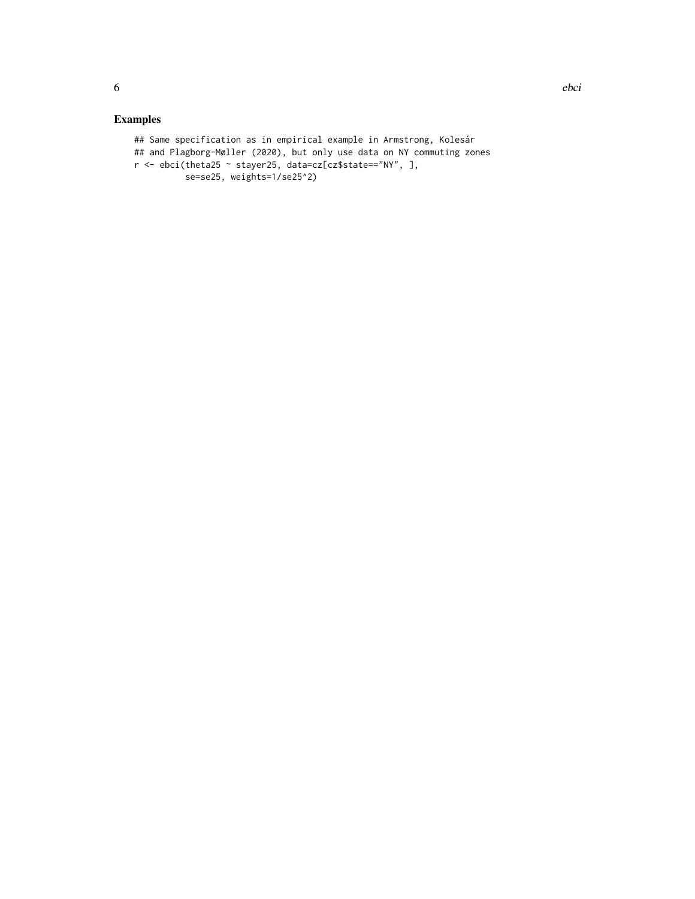# Examples

```
## Same specification as in empirical example in Armstrong, Kolesár
## and Plagborg-Møller (2020), but only use data on NY commuting zones
r <- ebci(theta25 ~ stayer25, data=cz[cz$state=="NY", ],
          se=se25, weights=1/se25^2)
```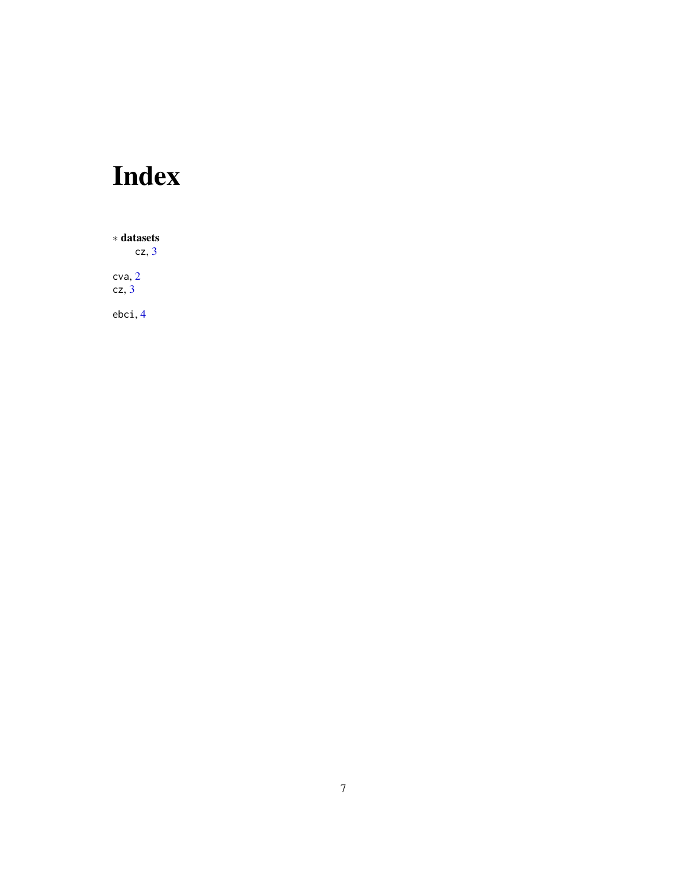# Index

* **datasets**
    cz, 3

cva, 2
cz, 3

ebci, 4